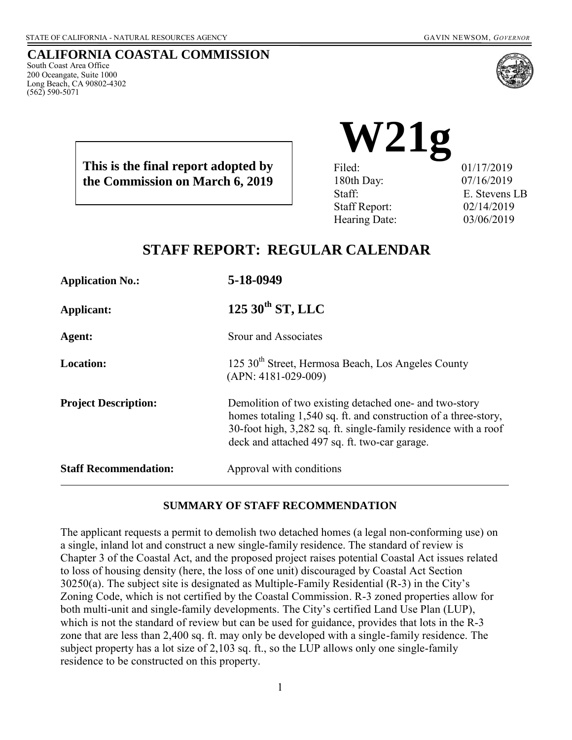STATE OF CALIFORNIA - NATURAL RESOURCES AGENCY GAVIN NEWSOM, *GOVERNOR*

**CALIFORNIA COASTAL COMMISSION**
South Coast Area Office
200 Oceangate, Suite 1000
Long Beach, CA 90802-4302
(562) 590-5071

**This is the final report adopted by the Commission on March 6, 2019**

# W21g

| | |
|---|---|
| Filed: | 01/17/2019 |
| 180th Day: | 07/16/2019 |
| Staff: | E. Stevens LB |
| Staff Report: | 02/14/2019 |
| Hearing Date: | 03/06/2019 |

## STAFF REPORT: REGULAR CALENDAR

**Application No.:** **5-18-0949**

**Applicant:** **125 30th ST, LLC**

**Agent:** Srour and Associates

**Location:** 125 30th Street, Hermosa Beach, Los Angeles County (APN: 4181-029-009)

**Project Description:** Demolition of two existing detached one- and two-story homes totaling 1,540 sq. ft. and construction of a three-story, 30-foot high, 3,282 sq. ft. single-family residence with a roof deck and attached 497 sq. ft. two-car garage.

**Staff Recommendation:** Approval with conditions

---

### SUMMARY OF STAFF RECOMMENDATION

The applicant requests a permit to demolish two detached homes (a legal non-conforming use) on a single, inland lot and construct a new single-family residence. The standard of review is Chapter 3 of the Coastal Act, and the proposed project raises potential Coastal Act issues related to loss of housing density (here, the loss of one unit) discouraged by Coastal Act Section 30250(a). The subject site is designated as Multiple-Family Residential (R-3) in the City's Zoning Code, which is not certified by the Coastal Commission. R-3 zoned properties allow for both multi-unit and single-family developments. The City's certified Land Use Plan (LUP), which is not the standard of review but can be used for guidance, provides that lots in the R-3 zone that are less than 2,400 sq. ft. may only be developed with a single-family residence. The subject property has a lot size of 2,103 sq. ft., so the LUP allows only one single-family residence to be constructed on this property.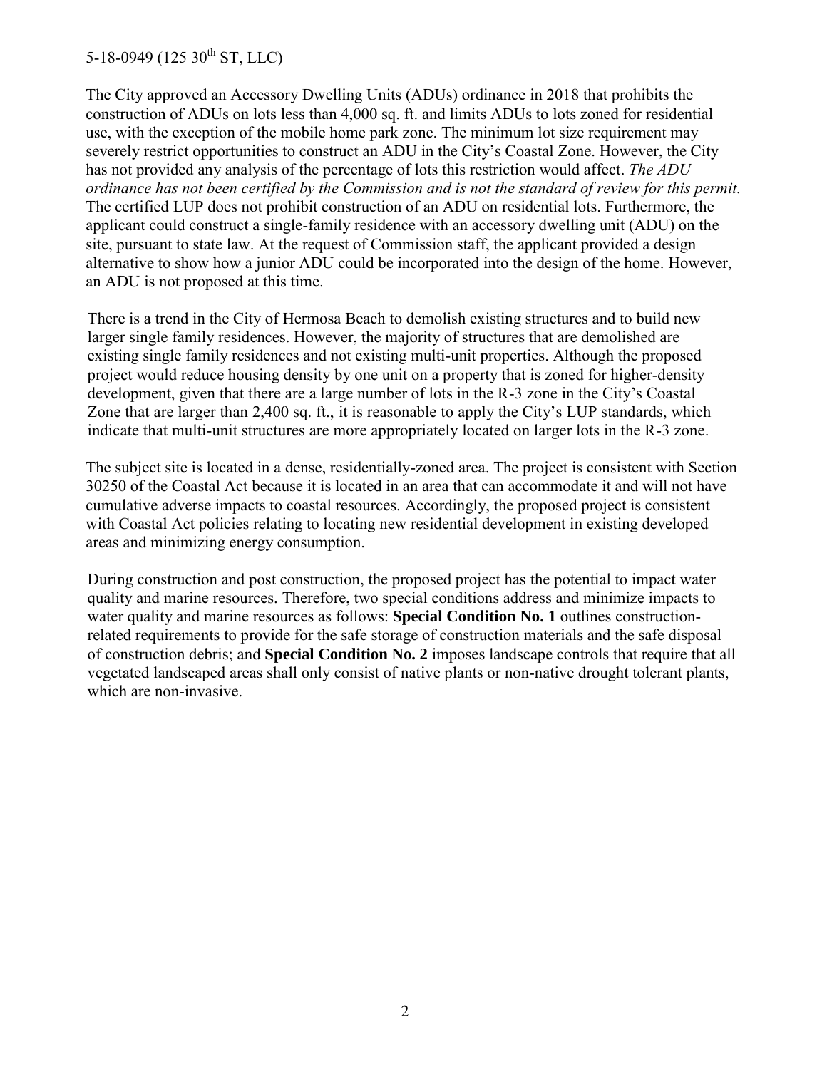The City approved an Accessory Dwelling Units (ADUs) ordinance in 2018 that prohibits the construction of ADUs on lots less than 4,000 sq. ft. and limits ADUs to lots zoned for residential use, with the exception of the mobile home park zone. The minimum lot size requirement may severely restrict opportunities to construct an ADU in the City's Coastal Zone. However, the City has not provided any analysis of the percentage of lots this restriction would affect. *The ADU ordinance has not been certified by the Commission and is not the standard of review for this permit.* The certified LUP does not prohibit construction of an ADU on residential lots. Furthermore, the applicant could construct a single-family residence with an accessory dwelling unit (ADU) on the site, pursuant to state law. At the request of Commission staff, the applicant provided a design alternative to show how a junior ADU could be incorporated into the design of the home. However, an ADU is not proposed at this time.

There is a trend in the City of Hermosa Beach to demolish existing structures and to build new larger single family residences. However, the majority of structures that are demolished are existing single family residences and not existing multi-unit properties. Although the proposed project would reduce housing density by one unit on a property that is zoned for higher-density development, given that there are a large number of lots in the R-3 zone in the City's Coastal Zone that are larger than 2,400 sq. ft., it is reasonable to apply the City's LUP standards, which indicate that multi-unit structures are more appropriately located on larger lots in the R-3 zone.

The subject site is located in a dense, residentially-zoned area. The project is consistent with Section 30250 of the Coastal Act because it is located in an area that can accommodate it and will not have cumulative adverse impacts to coastal resources. Accordingly, the proposed project is consistent with Coastal Act policies relating to locating new residential development in existing developed areas and minimizing energy consumption.

During construction and post construction, the proposed project has the potential to impact water quality and marine resources. Therefore, two special conditions address and minimize impacts to water quality and marine resources as follows: **Special Condition No. 1** outlines construction-related requirements to provide for the safe storage of construction materials and the safe disposal of construction debris; and **Special Condition No. 2** imposes landscape controls that require that all vegetated landscaped areas shall only consist of native plants or non-native drought tolerant plants, which are non-invasive.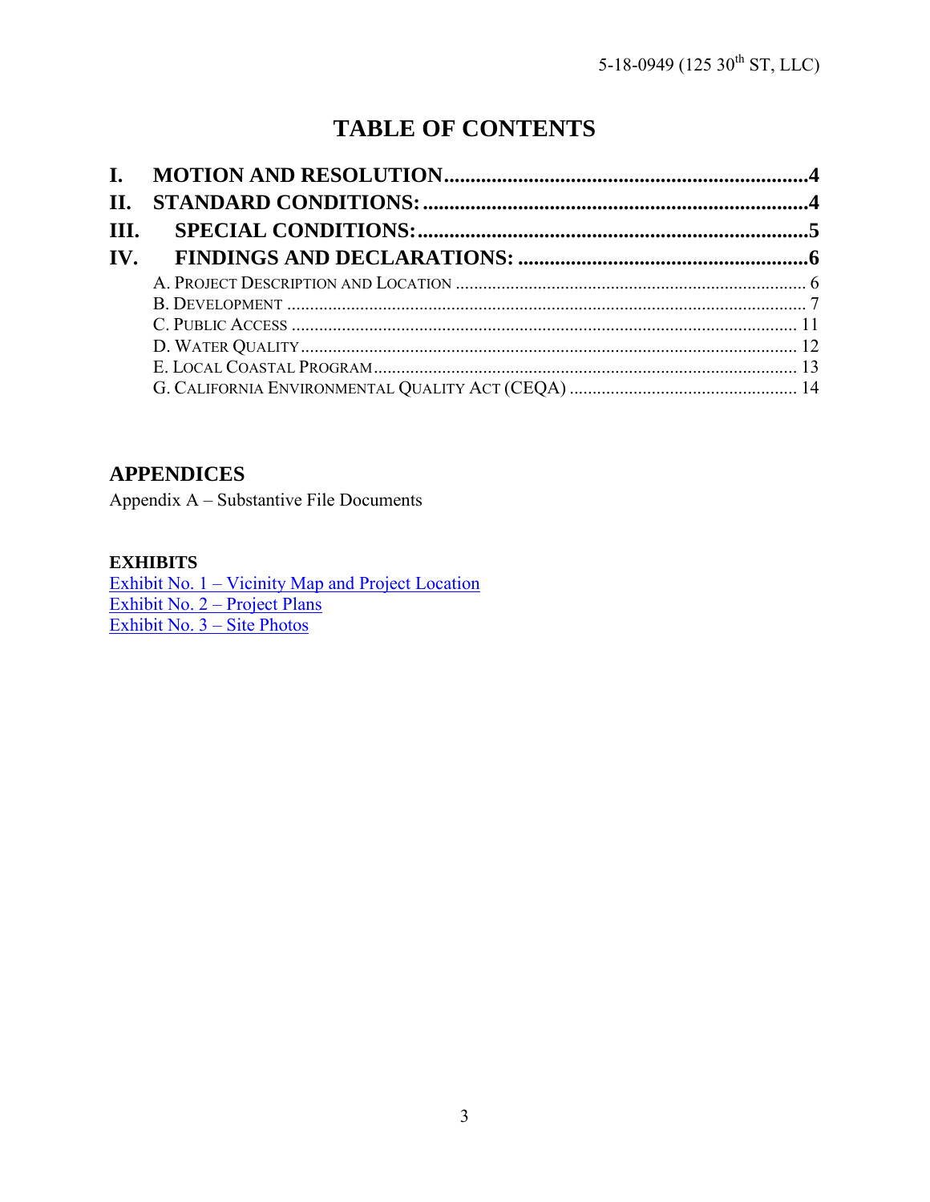# TABLE OF CONTENTS

**I. MOTION AND RESOLUTION** ........................................ **4**
**II. STANDARD CONDITIONS:** ........................................ **4**
**III. SPECIAL CONDITIONS:** ........................................ **5**
**IV. FINDINGS AND DECLARATIONS:** ........................................ **6**

- A. PROJECT DESCRIPTION AND LOCATION ........................................ 6
- B. DEVELOPMENT ........................................ 7
- C. PUBLIC ACCESS ........................................ 11
- D. WATER QUALITY ........................................ 12
- E. LOCAL COASTAL PROGRAM ........................................ 13
- G. CALIFORNIA ENVIRONMENTAL QUALITY ACT (CEQA) ........................................ 14

## APPENDICES

Appendix A – Substantive File Documents

**EXHIBITS**

Exhibit No. 1 – Vicinity Map and Project Location
Exhibit No. 2 – Project Plans
Exhibit No. 3 – Site Photos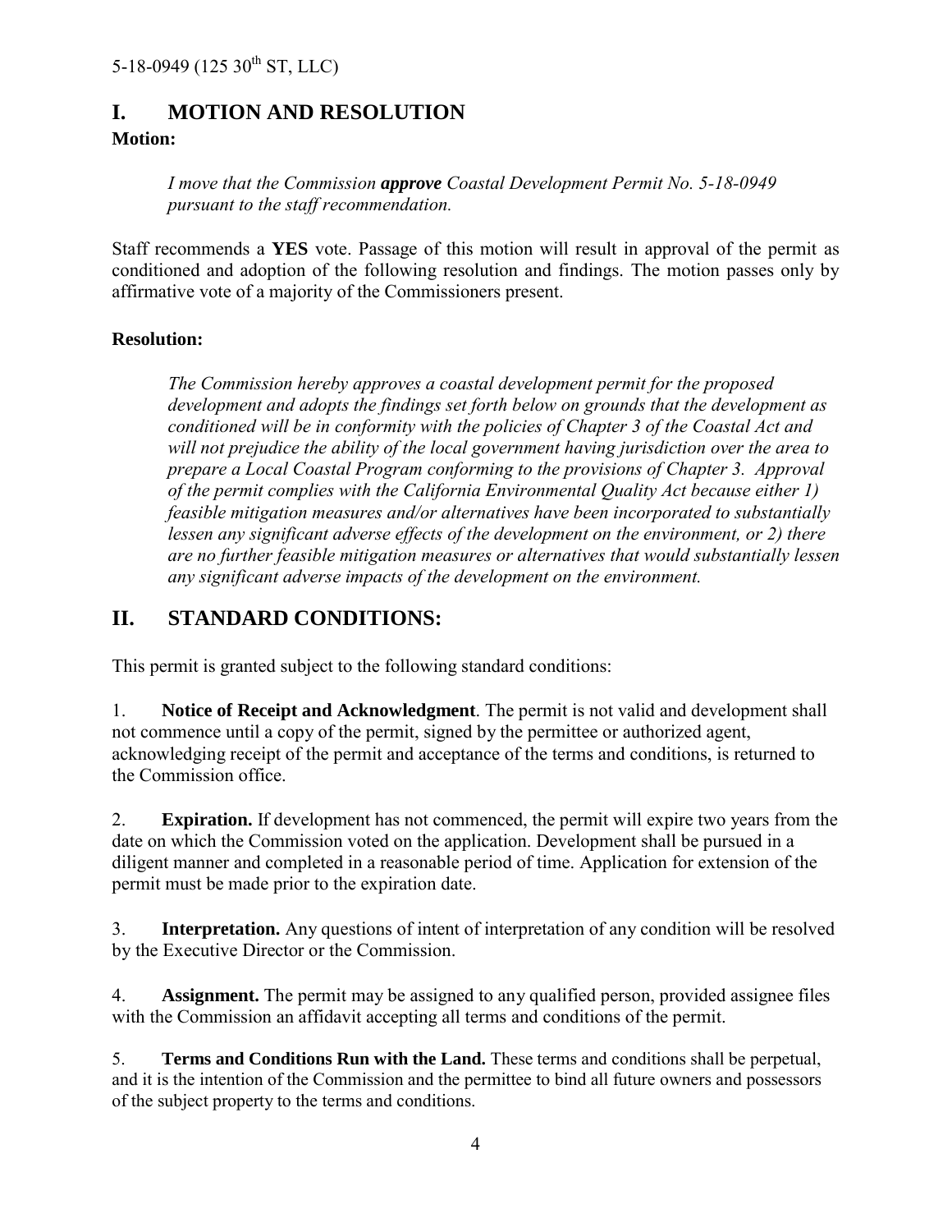## I. MOTION AND RESOLUTION

**Motion:**

*I move that the Commission **approve** Coastal Development Permit No. 5-18-0949 pursuant to the staff recommendation.*

Staff recommends a **YES** vote. Passage of this motion will result in approval of the permit as conditioned and adoption of the following resolution and findings. The motion passes only by affirmative vote of a majority of the Commissioners present.

**Resolution:**

*The Commission hereby approves a coastal development permit for the proposed development and adopts the findings set forth below on grounds that the development as conditioned will be in conformity with the policies of Chapter 3 of the Coastal Act and will not prejudice the ability of the local government having jurisdiction over the area to prepare a Local Coastal Program conforming to the provisions of Chapter 3. Approval of the permit complies with the California Environmental Quality Act because either 1) feasible mitigation measures and/or alternatives have been incorporated to substantially lessen any significant adverse effects of the development on the environment, or 2) there are no further feasible mitigation measures or alternatives that would substantially lessen any significant adverse impacts of the development on the environment.*

## II. STANDARD CONDITIONS:

This permit is granted subject to the following standard conditions:

1. **Notice of Receipt and Acknowledgment**. The permit is not valid and development shall not commence until a copy of the permit, signed by the permittee or authorized agent, acknowledging receipt of the permit and acceptance of the terms and conditions, is returned to the Commission office.

2. **Expiration.** If development has not commenced, the permit will expire two years from the date on which the Commission voted on the application. Development shall be pursued in a diligent manner and completed in a reasonable period of time. Application for extension of the permit must be made prior to the expiration date.

3. **Interpretation.** Any questions of intent of interpretation of any condition will be resolved by the Executive Director or the Commission.

4. **Assignment.** The permit may be assigned to any qualified person, provided assignee files with the Commission an affidavit accepting all terms and conditions of the permit.

5. **Terms and Conditions Run with the Land.** These terms and conditions shall be perpetual, and it is the intention of the Commission and the permittee to bind all future owners and possessors of the subject property to the terms and conditions.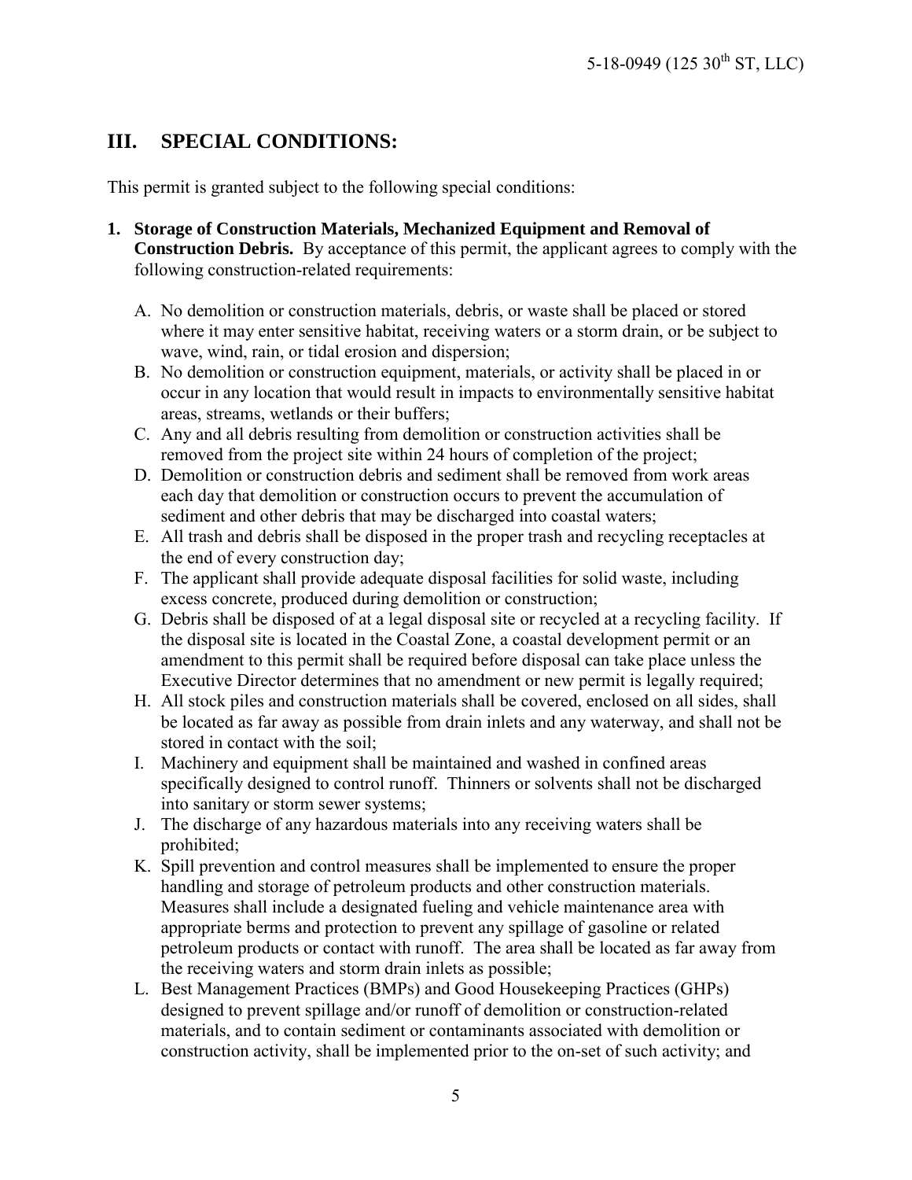## III. SPECIAL CONDITIONS:

This permit is granted subject to the following special conditions:

1. **Storage of Construction Materials, Mechanized Equipment and Removal of Construction Debris.** By acceptance of this permit, the applicant agrees to comply with the following construction-related requirements:

   A. No demolition or construction materials, debris, or waste shall be placed or stored where it may enter sensitive habitat, receiving waters or a storm drain, or be subject to wave, wind, rain, or tidal erosion and dispersion;

   B. No demolition or construction equipment, materials, or activity shall be placed in or occur in any location that would result in impacts to environmentally sensitive habitat areas, streams, wetlands or their buffers;

   C. Any and all debris resulting from demolition or construction activities shall be removed from the project site within 24 hours of completion of the project;

   D. Demolition or construction debris and sediment shall be removed from work areas each day that demolition or construction occurs to prevent the accumulation of sediment and other debris that may be discharged into coastal waters;

   E. All trash and debris shall be disposed in the proper trash and recycling receptacles at the end of every construction day;

   F. The applicant shall provide adequate disposal facilities for solid waste, including excess concrete, produced during demolition or construction;

   G. Debris shall be disposed of at a legal disposal site or recycled at a recycling facility. If the disposal site is located in the Coastal Zone, a coastal development permit or an amendment to this permit shall be required before disposal can take place unless the Executive Director determines that no amendment or new permit is legally required;

   H. All stock piles and construction materials shall be covered, enclosed on all sides, shall be located as far away as possible from drain inlets and any waterway, and shall not be stored in contact with the soil;

   I. Machinery and equipment shall be maintained and washed in confined areas specifically designed to control runoff. Thinners or solvents shall not be discharged into sanitary or storm sewer systems;

   J. The discharge of any hazardous materials into any receiving waters shall be prohibited;

   K. Spill prevention and control measures shall be implemented to ensure the proper handling and storage of petroleum products and other construction materials. Measures shall include a designated fueling and vehicle maintenance area with appropriate berms and protection to prevent any spillage of gasoline or related petroleum products or contact with runoff. The area shall be located as far away from the receiving waters and storm drain inlets as possible;

   L. Best Management Practices (BMPs) and Good Housekeeping Practices (GHPs) designed to prevent spillage and/or runoff of demolition or construction-related materials, and to contain sediment or contaminants associated with demolition or construction activity, shall be implemented prior to the on-set of such activity; and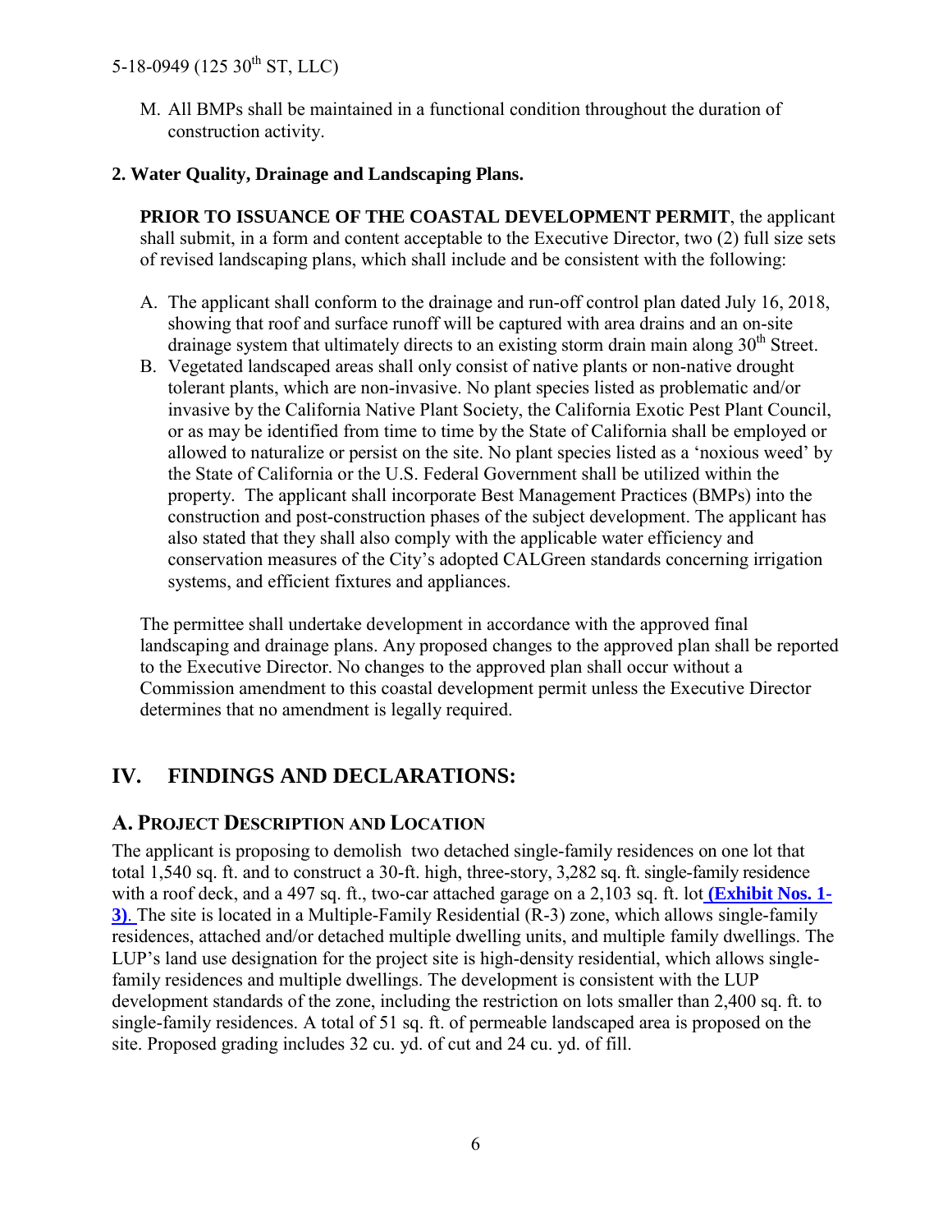M. All BMPs shall be maintained in a functional condition throughout the duration of construction activity.

**2. Water Quality, Drainage and Landscaping Plans.**

**PRIOR TO ISSUANCE OF THE COASTAL DEVELOPMENT PERMIT**, the applicant shall submit, in a form and content acceptable to the Executive Director, two (2) full size sets of revised landscaping plans, which shall include and be consistent with the following:

A. The applicant shall conform to the drainage and run-off control plan dated July 16, 2018, showing that roof and surface runoff will be captured with area drains and an on-site drainage system that ultimately directs to an existing storm drain main along 30th Street.

B. Vegetated landscaped areas shall only consist of native plants or non-native drought tolerant plants, which are non-invasive. No plant species listed as problematic and/or invasive by the California Native Plant Society, the California Exotic Pest Plant Council, or as may be identified from time to time by the State of California shall be employed or allowed to naturalize or persist on the site. No plant species listed as a 'noxious weed' by the State of California or the U.S. Federal Government shall be utilized within the property. The applicant shall incorporate Best Management Practices (BMPs) into the construction and post-construction phases of the subject development. The applicant has also stated that they shall also comply with the applicable water efficiency and conservation measures of the City's adopted CALGreen standards concerning irrigation systems, and efficient fixtures and appliances.

The permittee shall undertake development in accordance with the approved final landscaping and drainage plans. Any proposed changes to the approved plan shall be reported to the Executive Director. No changes to the approved plan shall occur without a Commission amendment to this coastal development permit unless the Executive Director determines that no amendment is legally required.

# IV. FINDINGS AND DECLARATIONS:

## A. PROJECT DESCRIPTION AND LOCATION

The applicant is proposing to demolish two detached single-family residences on one lot that total 1,540 sq. ft. and to construct a 30-ft. high, three-story, 3,282 sq. ft. single-family residence with a roof deck, and a 497 sq. ft., two-car attached garage on a 2,103 sq. ft. lot **(Exhibit Nos. 1-3)**. The site is located in a Multiple-Family Residential (R-3) zone, which allows single-family residences, attached and/or detached multiple dwelling units, and multiple family dwellings. The LUP's land use designation for the project site is high-density residential, which allows single-family residences and multiple dwellings. The development is consistent with the LUP development standards of the zone, including the restriction on lots smaller than 2,400 sq. ft. to single-family residences. A total of 51 sq. ft. of permeable landscaped area is proposed on the site. Proposed grading includes 32 cu. yd. of cut and 24 cu. yd. of fill.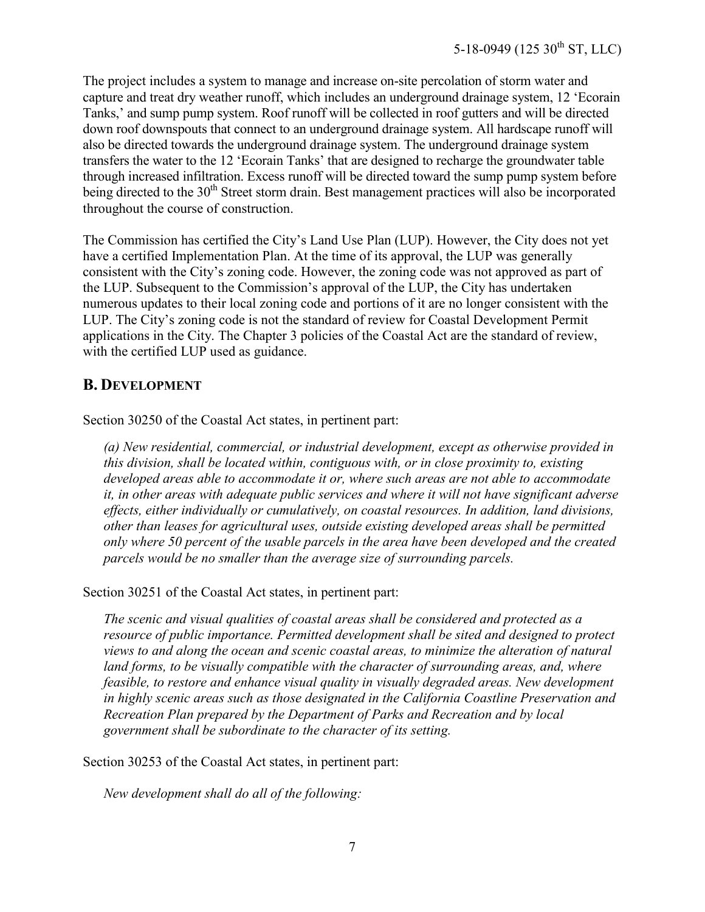The project includes a system to manage and increase on-site percolation of storm water and capture and treat dry weather runoff, which includes an underground drainage system, 12 'Ecorain Tanks,' and sump pump system. Roof runoff will be collected in roof gutters and will be directed down roof downspouts that connect to an underground drainage system. All hardscape runoff will also be directed towards the underground drainage system. The underground drainage system transfers the water to the 12 'Ecorain Tanks' that are designed to recharge the groundwater table through increased infiltration. Excess runoff will be directed toward the sump pump system before being directed to the 30th Street storm drain. Best management practices will also be incorporated throughout the course of construction.

The Commission has certified the City's Land Use Plan (LUP). However, the City does not yet have a certified Implementation Plan. At the time of its approval, the LUP was generally consistent with the City's zoning code. However, the zoning code was not approved as part of the LUP. Subsequent to the Commission's approval of the LUP, the City has undertaken numerous updates to their local zoning code and portions of it are no longer consistent with the LUP. The City's zoning code is not the standard of review for Coastal Development Permit applications in the City. The Chapter 3 policies of the Coastal Act are the standard of review, with the certified LUP used as guidance.

## B. DEVELOPMENT

Section 30250 of the Coastal Act states, in pertinent part:

> *(a) New residential, commercial, or industrial development, except as otherwise provided in this division, shall be located within, contiguous with, or in close proximity to, existing developed areas able to accommodate it or, where such areas are not able to accommodate it, in other areas with adequate public services and where it will not have significant adverse effects, either individually or cumulatively, on coastal resources. In addition, land divisions, other than leases for agricultural uses, outside existing developed areas shall be permitted only where 50 percent of the usable parcels in the area have been developed and the created parcels would be no smaller than the average size of surrounding parcels.*

Section 30251 of the Coastal Act states, in pertinent part:

> *The scenic and visual qualities of coastal areas shall be considered and protected as a resource of public importance. Permitted development shall be sited and designed to protect views to and along the ocean and scenic coastal areas, to minimize the alteration of natural land forms, to be visually compatible with the character of surrounding areas, and, where feasible, to restore and enhance visual quality in visually degraded areas. New development in highly scenic areas such as those designated in the California Coastline Preservation and Recreation Plan prepared by the Department of Parks and Recreation and by local government shall be subordinate to the character of its setting.*

Section 30253 of the Coastal Act states, in pertinent part:

> *New development shall do all of the following:*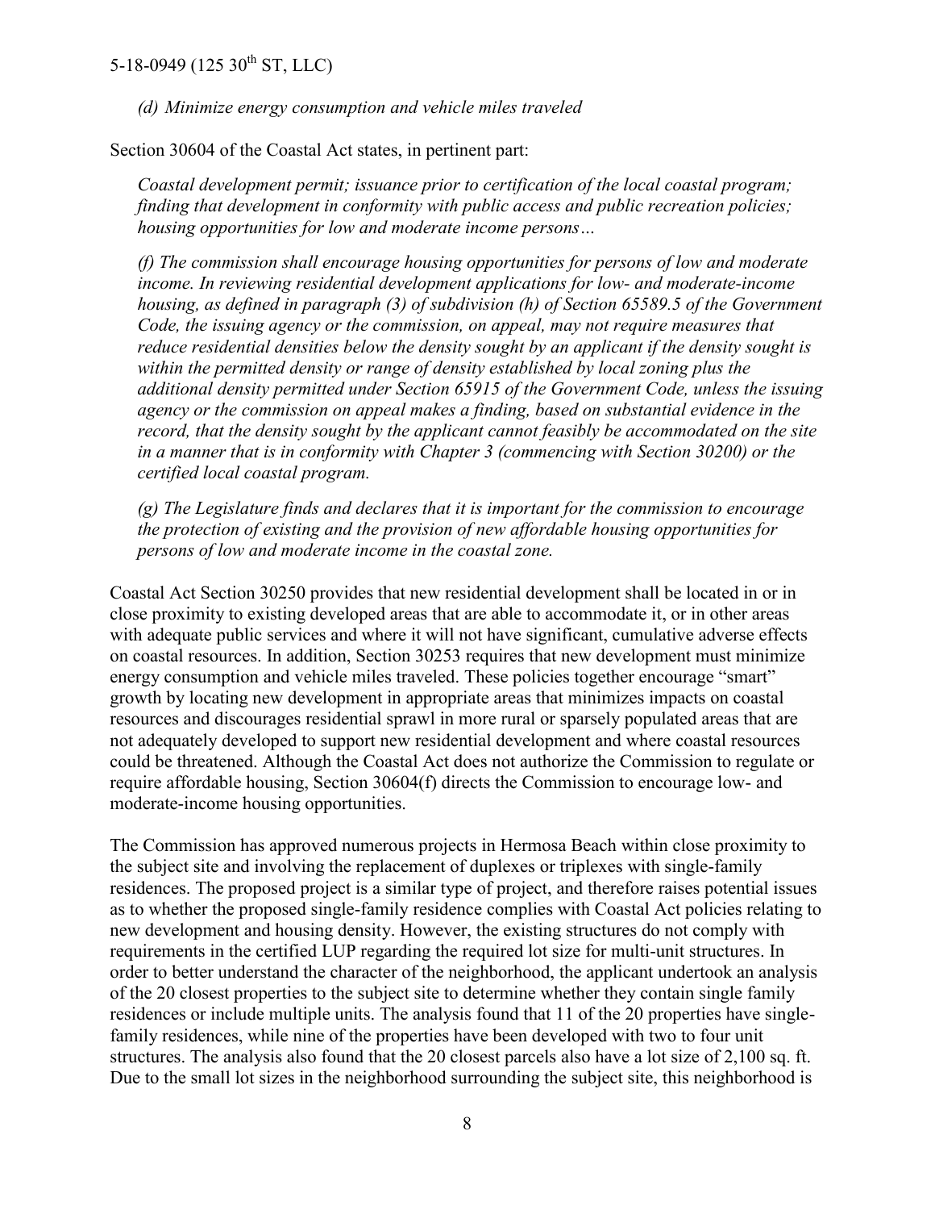*(d) Minimize energy consumption and vehicle miles traveled*

Section 30604 of the Coastal Act states, in pertinent part:

*Coastal development permit; issuance prior to certification of the local coastal program; finding that development in conformity with public access and public recreation policies; housing opportunities for low and moderate income persons…*

*(f) The commission shall encourage housing opportunities for persons of low and moderate income. In reviewing residential development applications for low- and moderate-income housing, as defined in paragraph (3) of subdivision (h) of Section 65589.5 of the Government Code, the issuing agency or the commission, on appeal, may not require measures that reduce residential densities below the density sought by an applicant if the density sought is within the permitted density or range of density established by local zoning plus the additional density permitted under Section 65915 of the Government Code, unless the issuing agency or the commission on appeal makes a finding, based on substantial evidence in the record, that the density sought by the applicant cannot feasibly be accommodated on the site in a manner that is in conformity with Chapter 3 (commencing with Section 30200) or the certified local coastal program.*

*(g) The Legislature finds and declares that it is important for the commission to encourage the protection of existing and the provision of new affordable housing opportunities for persons of low and moderate income in the coastal zone.*

Coastal Act Section 30250 provides that new residential development shall be located in or in close proximity to existing developed areas that are able to accommodate it, or in other areas with adequate public services and where it will not have significant, cumulative adverse effects on coastal resources. In addition, Section 30253 requires that new development must minimize energy consumption and vehicle miles traveled. These policies together encourage "smart" growth by locating new development in appropriate areas that minimizes impacts on coastal resources and discourages residential sprawl in more rural or sparsely populated areas that are not adequately developed to support new residential development and where coastal resources could be threatened. Although the Coastal Act does not authorize the Commission to regulate or require affordable housing, Section 30604(f) directs the Commission to encourage low- and moderate-income housing opportunities.

The Commission has approved numerous projects in Hermosa Beach within close proximity to the subject site and involving the replacement of duplexes or triplexes with single-family residences. The proposed project is a similar type of project, and therefore raises potential issues as to whether the proposed single-family residence complies with Coastal Act policies relating to new development and housing density. However, the existing structures do not comply with requirements in the certified LUP regarding the required lot size for multi-unit structures. In order to better understand the character of the neighborhood, the applicant undertook an analysis of the 20 closest properties to the subject site to determine whether they contain single family residences or include multiple units. The analysis found that 11 of the 20 properties have single-family residences, while nine of the properties have been developed with two to four unit structures. The analysis also found that the 20 closest parcels also have a lot size of 2,100 sq. ft. Due to the small lot sizes in the neighborhood surrounding the subject site, this neighborhood is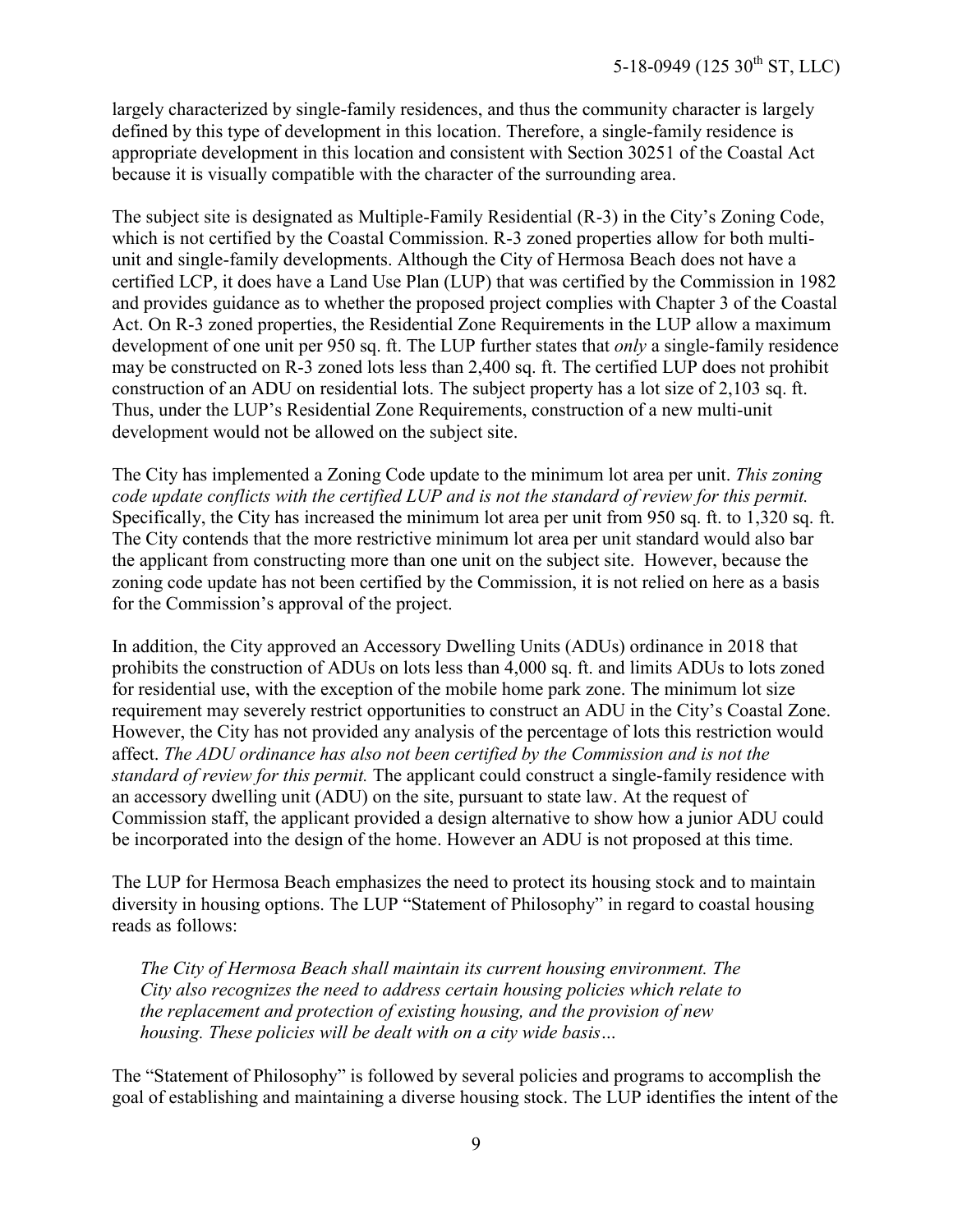largely characterized by single-family residences, and thus the community character is largely defined by this type of development in this location. Therefore, a single-family residence is appropriate development in this location and consistent with Section 30251 of the Coastal Act because it is visually compatible with the character of the surrounding area.

The subject site is designated as Multiple-Family Residential (R-3) in the City's Zoning Code, which is not certified by the Coastal Commission. R-3 zoned properties allow for both multi-unit and single-family developments. Although the City of Hermosa Beach does not have a certified LCP, it does have a Land Use Plan (LUP) that was certified by the Commission in 1982 and provides guidance as to whether the proposed project complies with Chapter 3 of the Coastal Act. On R-3 zoned properties, the Residential Zone Requirements in the LUP allow a maximum development of one unit per 950 sq. ft. The LUP further states that *only* a single-family residence may be constructed on R-3 zoned lots less than 2,400 sq. ft. The certified LUP does not prohibit construction of an ADU on residential lots. The subject property has a lot size of 2,103 sq. ft. Thus, under the LUP's Residential Zone Requirements, construction of a new multi-unit development would not be allowed on the subject site.

The City has implemented a Zoning Code update to the minimum lot area per unit. *This zoning code update conflicts with the certified LUP and is not the standard of review for this permit.* Specifically, the City has increased the minimum lot area per unit from 950 sq. ft. to 1,320 sq. ft. The City contends that the more restrictive minimum lot area per unit standard would also bar the applicant from constructing more than one unit on the subject site. However, because the zoning code update has not been certified by the Commission, it is not relied on here as a basis for the Commission's approval of the project.

In addition, the City approved an Accessory Dwelling Units (ADUs) ordinance in 2018 that prohibits the construction of ADUs on lots less than 4,000 sq. ft. and limits ADUs to lots zoned for residential use, with the exception of the mobile home park zone. The minimum lot size requirement may severely restrict opportunities to construct an ADU in the City's Coastal Zone. However, the City has not provided any analysis of the percentage of lots this restriction would affect. *The ADU ordinance has also not been certified by the Commission and is not the standard of review for this permit.* The applicant could construct a single-family residence with an accessory dwelling unit (ADU) on the site, pursuant to state law. At the request of Commission staff, the applicant provided a design alternative to show how a junior ADU could be incorporated into the design of the home. However an ADU is not proposed at this time.

The LUP for Hermosa Beach emphasizes the need to protect its housing stock and to maintain diversity in housing options. The LUP "Statement of Philosophy" in regard to coastal housing reads as follows:

> *The City of Hermosa Beach shall maintain its current housing environment. The City also recognizes the need to address certain housing policies which relate to the replacement and protection of existing housing, and the provision of new housing. These policies will be dealt with on a city wide basis…*

The "Statement of Philosophy" is followed by several policies and programs to accomplish the goal of establishing and maintaining a diverse housing stock. The LUP identifies the intent of the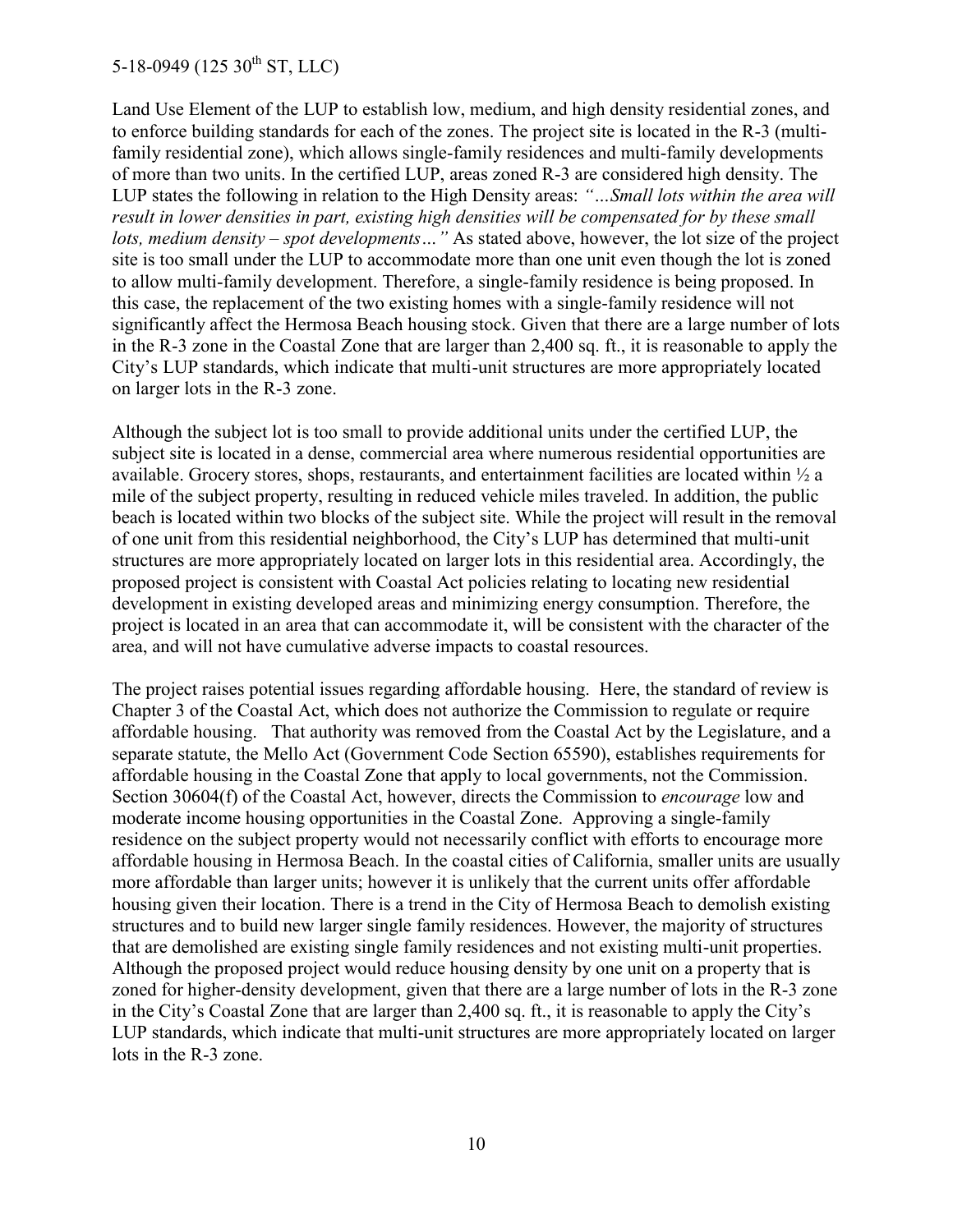Land Use Element of the LUP to establish low, medium, and high density residential zones, and to enforce building standards for each of the zones. The project site is located in the R-3 (multi-family residential zone), which allows single-family residences and multi-family developments of more than two units. In the certified LUP, areas zoned R-3 are considered high density. The LUP states the following in relation to the High Density areas: *"…Small lots within the area will result in lower densities in part, existing high densities will be compensated for by these small lots, medium density – spot developments…"* As stated above, however, the lot size of the project site is too small under the LUP to accommodate more than one unit even though the lot is zoned to allow multi-family development. Therefore, a single-family residence is being proposed. In this case, the replacement of the two existing homes with a single-family residence will not significantly affect the Hermosa Beach housing stock. Given that there are a large number of lots in the R-3 zone in the Coastal Zone that are larger than 2,400 sq. ft., it is reasonable to apply the City's LUP standards, which indicate that multi-unit structures are more appropriately located on larger lots in the R-3 zone.

Although the subject lot is too small to provide additional units under the certified LUP, the subject site is located in a dense, commercial area where numerous residential opportunities are available. Grocery stores, shops, restaurants, and entertainment facilities are located within ½ a mile of the subject property, resulting in reduced vehicle miles traveled. In addition, the public beach is located within two blocks of the subject site. While the project will result in the removal of one unit from this residential neighborhood, the City's LUP has determined that multi-unit structures are more appropriately located on larger lots in this residential area. Accordingly, the proposed project is consistent with Coastal Act policies relating to locating new residential development in existing developed areas and minimizing energy consumption. Therefore, the project is located in an area that can accommodate it, will be consistent with the character of the area, and will not have cumulative adverse impacts to coastal resources.

The project raises potential issues regarding affordable housing. Here, the standard of review is Chapter 3 of the Coastal Act, which does not authorize the Commission to regulate or require affordable housing. That authority was removed from the Coastal Act by the Legislature, and a separate statute, the Mello Act (Government Code Section 65590), establishes requirements for affordable housing in the Coastal Zone that apply to local governments, not the Commission. Section 30604(f) of the Coastal Act, however, directs the Commission to *encourage* low and moderate income housing opportunities in the Coastal Zone. Approving a single-family residence on the subject property would not necessarily conflict with efforts to encourage more affordable housing in Hermosa Beach. In the coastal cities of California, smaller units are usually more affordable than larger units; however it is unlikely that the current units offer affordable housing given their location. There is a trend in the City of Hermosa Beach to demolish existing structures and to build new larger single family residences. However, the majority of structures that are demolished are existing single family residences and not existing multi-unit properties. Although the proposed project would reduce housing density by one unit on a property that is zoned for higher-density development, given that there are a large number of lots in the R-3 zone in the City's Coastal Zone that are larger than 2,400 sq. ft., it is reasonable to apply the City's LUP standards, which indicate that multi-unit structures are more appropriately located on larger lots in the R-3 zone.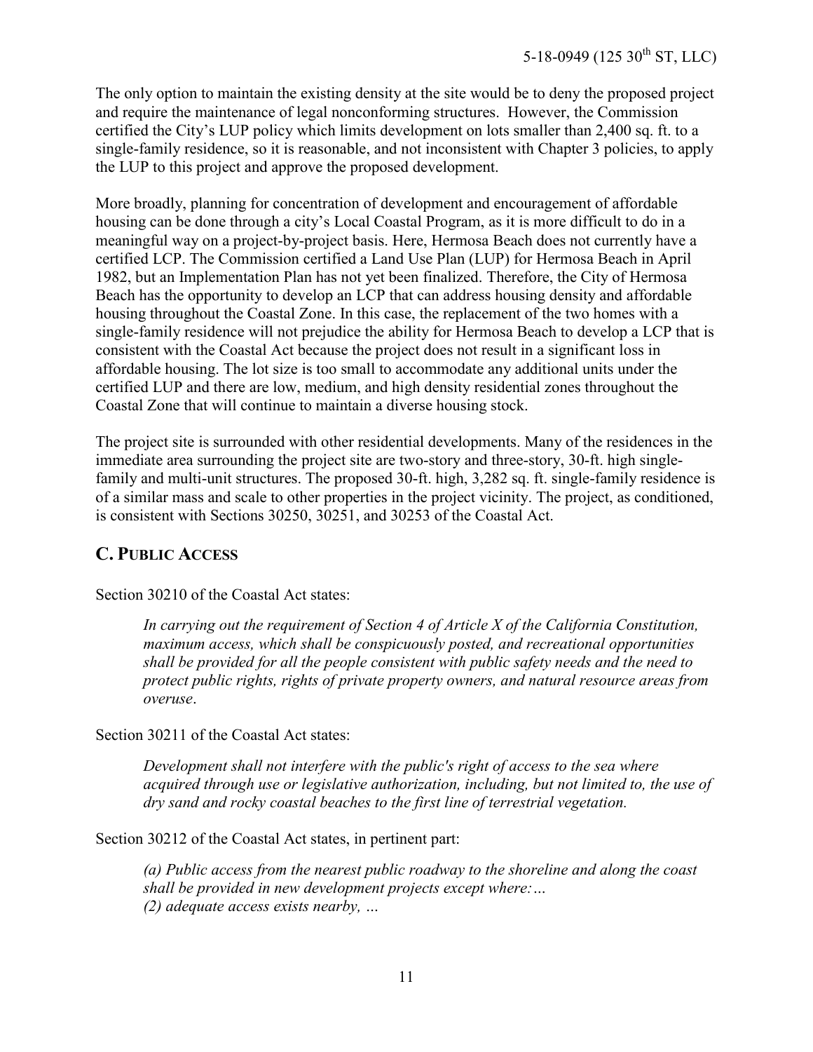The only option to maintain the existing density at the site would be to deny the proposed project and require the maintenance of legal nonconforming structures. However, the Commission certified the City's LUP policy which limits development on lots smaller than 2,400 sq. ft. to a single-family residence, so it is reasonable, and not inconsistent with Chapter 3 policies, to apply the LUP to this project and approve the proposed development.

More broadly, planning for concentration of development and encouragement of affordable housing can be done through a city's Local Coastal Program, as it is more difficult to do in a meaningful way on a project-by-project basis. Here, Hermosa Beach does not currently have a certified LCP. The Commission certified a Land Use Plan (LUP) for Hermosa Beach in April 1982, but an Implementation Plan has not yet been finalized. Therefore, the City of Hermosa Beach has the opportunity to develop an LCP that can address housing density and affordable housing throughout the Coastal Zone. In this case, the replacement of the two homes with a single-family residence will not prejudice the ability for Hermosa Beach to develop a LCP that is consistent with the Coastal Act because the project does not result in a significant loss in affordable housing. The lot size is too small to accommodate any additional units under the certified LUP and there are low, medium, and high density residential zones throughout the Coastal Zone that will continue to maintain a diverse housing stock.

The project site is surrounded with other residential developments. Many of the residences in the immediate area surrounding the project site are two-story and three-story, 30-ft. high single-family and multi-unit structures. The proposed 30-ft. high, 3,282 sq. ft. single-family residence is of a similar mass and scale to other properties in the project vicinity. The project, as conditioned, is consistent with Sections 30250, 30251, and 30253 of the Coastal Act.

## C. PUBLIC ACCESS

Section 30210 of the Coastal Act states:

> *In carrying out the requirement of Section 4 of Article X of the California Constitution, maximum access, which shall be conspicuously posted, and recreational opportunities shall be provided for all the people consistent with public safety needs and the need to protect public rights, rights of private property owners, and natural resource areas from overuse*.

Section 30211 of the Coastal Act states:

> *Development shall not interfere with the public's right of access to the sea where acquired through use or legislative authorization, including, but not limited to, the use of dry sand and rocky coastal beaches to the first line of terrestrial vegetation.*

Section 30212 of the Coastal Act states, in pertinent part:

> *(a) Public access from the nearest public roadway to the shoreline and along the coast shall be provided in new development projects except where:…*
> *(2) adequate access exists nearby, …*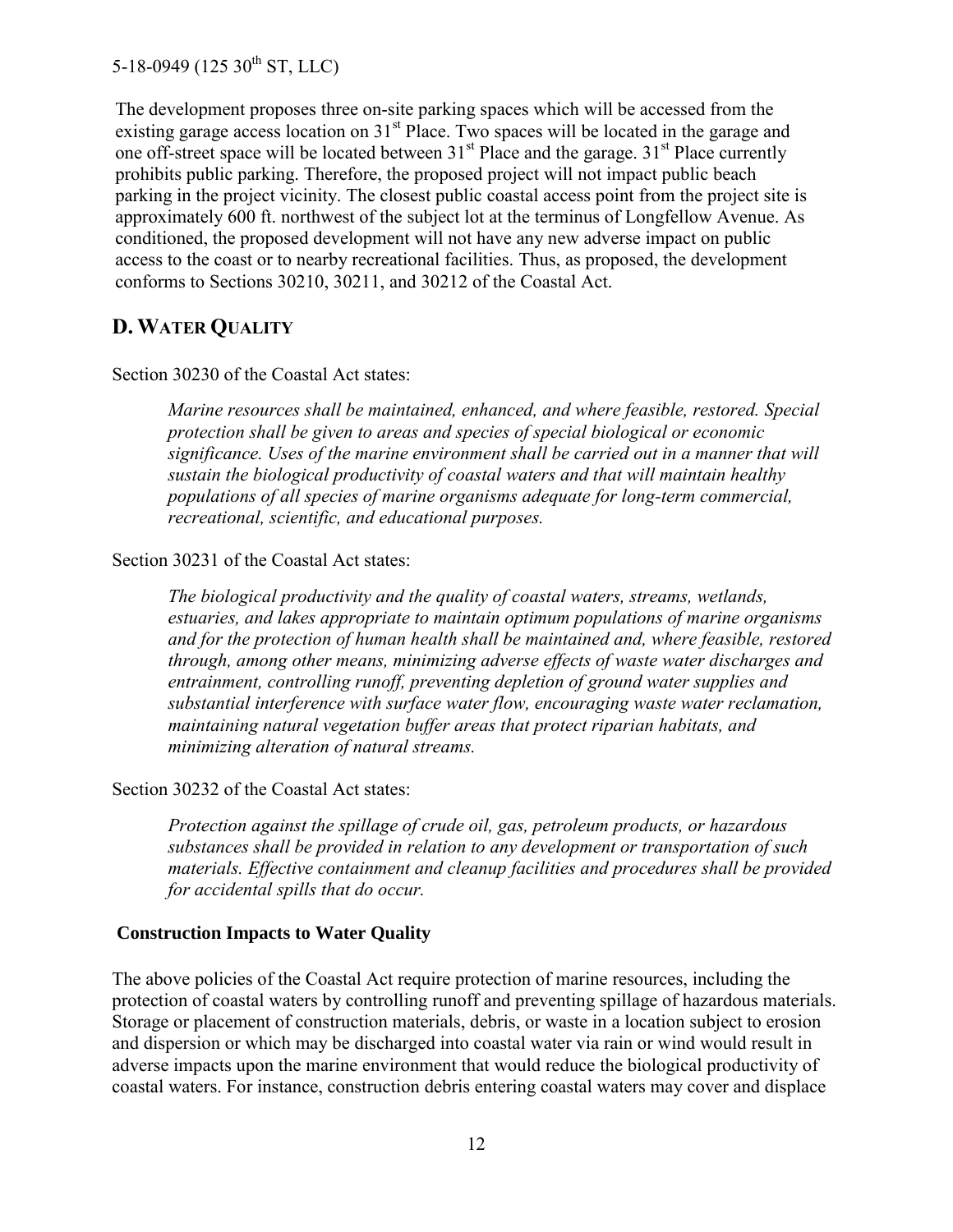The development proposes three on-site parking spaces which will be accessed from the existing garage access location on 31st Place. Two spaces will be located in the garage and one off-street space will be located between 31st Place and the garage. 31st Place currently prohibits public parking. Therefore, the proposed project will not impact public beach parking in the project vicinity. The closest public coastal access point from the project site is approximately 600 ft. northwest of the subject lot at the terminus of Longfellow Avenue. As conditioned, the proposed development will not have any new adverse impact on public access to the coast or to nearby recreational facilities. Thus, as proposed, the development conforms to Sections 30210, 30211, and 30212 of the Coastal Act.

## D. WATER QUALITY

Section 30230 of the Coastal Act states:

> *Marine resources shall be maintained, enhanced, and where feasible, restored. Special protection shall be given to areas and species of special biological or economic significance. Uses of the marine environment shall be carried out in a manner that will sustain the biological productivity of coastal waters and that will maintain healthy populations of all species of marine organisms adequate for long-term commercial, recreational, scientific, and educational purposes.*

Section 30231 of the Coastal Act states:

> *The biological productivity and the quality of coastal waters, streams, wetlands, estuaries, and lakes appropriate to maintain optimum populations of marine organisms and for the protection of human health shall be maintained and, where feasible, restored through, among other means, minimizing adverse effects of waste water discharges and entrainment, controlling runoff, preventing depletion of ground water supplies and substantial interference with surface water flow, encouraging waste water reclamation, maintaining natural vegetation buffer areas that protect riparian habitats, and minimizing alteration of natural streams.*

Section 30232 of the Coastal Act states:

> *Protection against the spillage of crude oil, gas, petroleum products, or hazardous substances shall be provided in relation to any development or transportation of such materials. Effective containment and cleanup facilities and procedures shall be provided for accidental spills that do occur.*

**Construction Impacts to Water Quality**

The above policies of the Coastal Act require protection of marine resources, including the protection of coastal waters by controlling runoff and preventing spillage of hazardous materials. Storage or placement of construction materials, debris, or waste in a location subject to erosion and dispersion or which may be discharged into coastal water via rain or wind would result in adverse impacts upon the marine environment that would reduce the biological productivity of coastal waters. For instance, construction debris entering coastal waters may cover and displace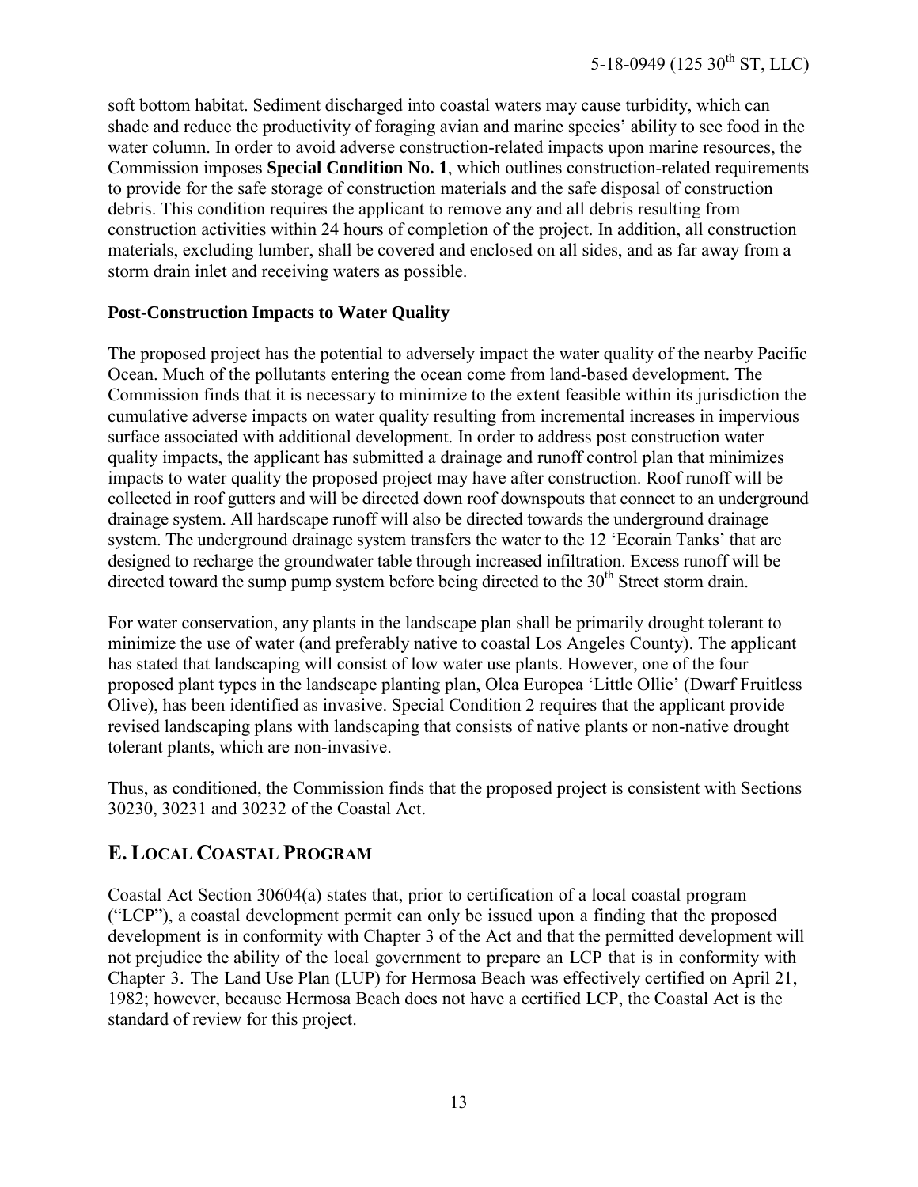soft bottom habitat. Sediment discharged into coastal waters may cause turbidity, which can shade and reduce the productivity of foraging avian and marine species' ability to see food in the water column. In order to avoid adverse construction-related impacts upon marine resources, the Commission imposes **Special Condition No. 1**, which outlines construction-related requirements to provide for the safe storage of construction materials and the safe disposal of construction debris. This condition requires the applicant to remove any and all debris resulting from construction activities within 24 hours of completion of the project. In addition, all construction materials, excluding lumber, shall be covered and enclosed on all sides, and as far away from a storm drain inlet and receiving waters as possible.

**Post-Construction Impacts to Water Quality**

The proposed project has the potential to adversely impact the water quality of the nearby Pacific Ocean. Much of the pollutants entering the ocean come from land-based development. The Commission finds that it is necessary to minimize to the extent feasible within its jurisdiction the cumulative adverse impacts on water quality resulting from incremental increases in impervious surface associated with additional development. In order to address post construction water quality impacts, the applicant has submitted a drainage and runoff control plan that minimizes impacts to water quality the proposed project may have after construction. Roof runoff will be collected in roof gutters and will be directed down roof downspouts that connect to an underground drainage system. All hardscape runoff will also be directed towards the underground drainage system. The underground drainage system transfers the water to the 12 'Ecorain Tanks' that are designed to recharge the groundwater table through increased infiltration. Excess runoff will be directed toward the sump pump system before being directed to the 30th Street storm drain.

For water conservation, any plants in the landscape plan shall be primarily drought tolerant to minimize the use of water (and preferably native to coastal Los Angeles County). The applicant has stated that landscaping will consist of low water use plants. However, one of the four proposed plant types in the landscape planting plan, Olea Europea 'Little Ollie' (Dwarf Fruitless Olive), has been identified as invasive. Special Condition 2 requires that the applicant provide revised landscaping plans with landscaping that consists of native plants or non-native drought tolerant plants, which are non-invasive.

Thus, as conditioned, the Commission finds that the proposed project is consistent with Sections 30230, 30231 and 30232 of the Coastal Act.

## E. LOCAL COASTAL PROGRAM

Coastal Act Section 30604(a) states that, prior to certification of a local coastal program ("LCP"), a coastal development permit can only be issued upon a finding that the proposed development is in conformity with Chapter 3 of the Act and that the permitted development will not prejudice the ability of the local government to prepare an LCP that is in conformity with Chapter 3. The Land Use Plan (LUP) for Hermosa Beach was effectively certified on April 21, 1982; however, because Hermosa Beach does not have a certified LCP, the Coastal Act is the standard of review for this project.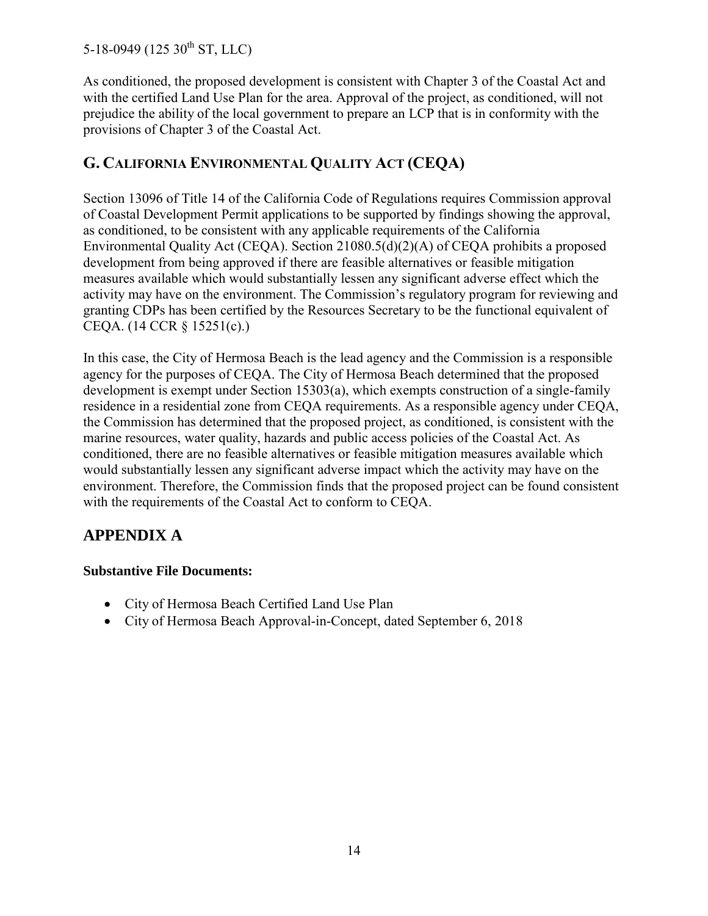As conditioned, the proposed development is consistent with Chapter 3 of the Coastal Act and with the certified Land Use Plan for the area. Approval of the project, as conditioned, will not prejudice the ability of the local government to prepare an LCP that is in conformity with the provisions of Chapter 3 of the Coastal Act.

## G. CALIFORNIA ENVIRONMENTAL QUALITY ACT (CEQA)

Section 13096 of Title 14 of the California Code of Regulations requires Commission approval of Coastal Development Permit applications to be supported by findings showing the approval, as conditioned, to be consistent with any applicable requirements of the California Environmental Quality Act (CEQA). Section 21080.5(d)(2)(A) of CEQA prohibits a proposed development from being approved if there are feasible alternatives or feasible mitigation measures available which would substantially lessen any significant adverse effect which the activity may have on the environment. The Commission's regulatory program for reviewing and granting CDPs has been certified by the Resources Secretary to be the functional equivalent of CEQA. (14 CCR § 15251(c).)

In this case, the City of Hermosa Beach is the lead agency and the Commission is a responsible agency for the purposes of CEQA. The City of Hermosa Beach determined that the proposed development is exempt under Section 15303(a), which exempts construction of a single-family residence in a residential zone from CEQA requirements. As a responsible agency under CEQA, the Commission has determined that the proposed project, as conditioned, is consistent with the marine resources, water quality, hazards and public access policies of the Coastal Act. As conditioned, there are no feasible alternatives or feasible mitigation measures available which would substantially lessen any significant adverse impact which the activity may have on the environment. Therefore, the Commission finds that the proposed project can be found consistent with the requirements of the Coastal Act to conform to CEQA.

# APPENDIX A

**Substantive File Documents:**

- City of Hermosa Beach Certified Land Use Plan
- City of Hermosa Beach Approval-in-Concept, dated September 6, 2018